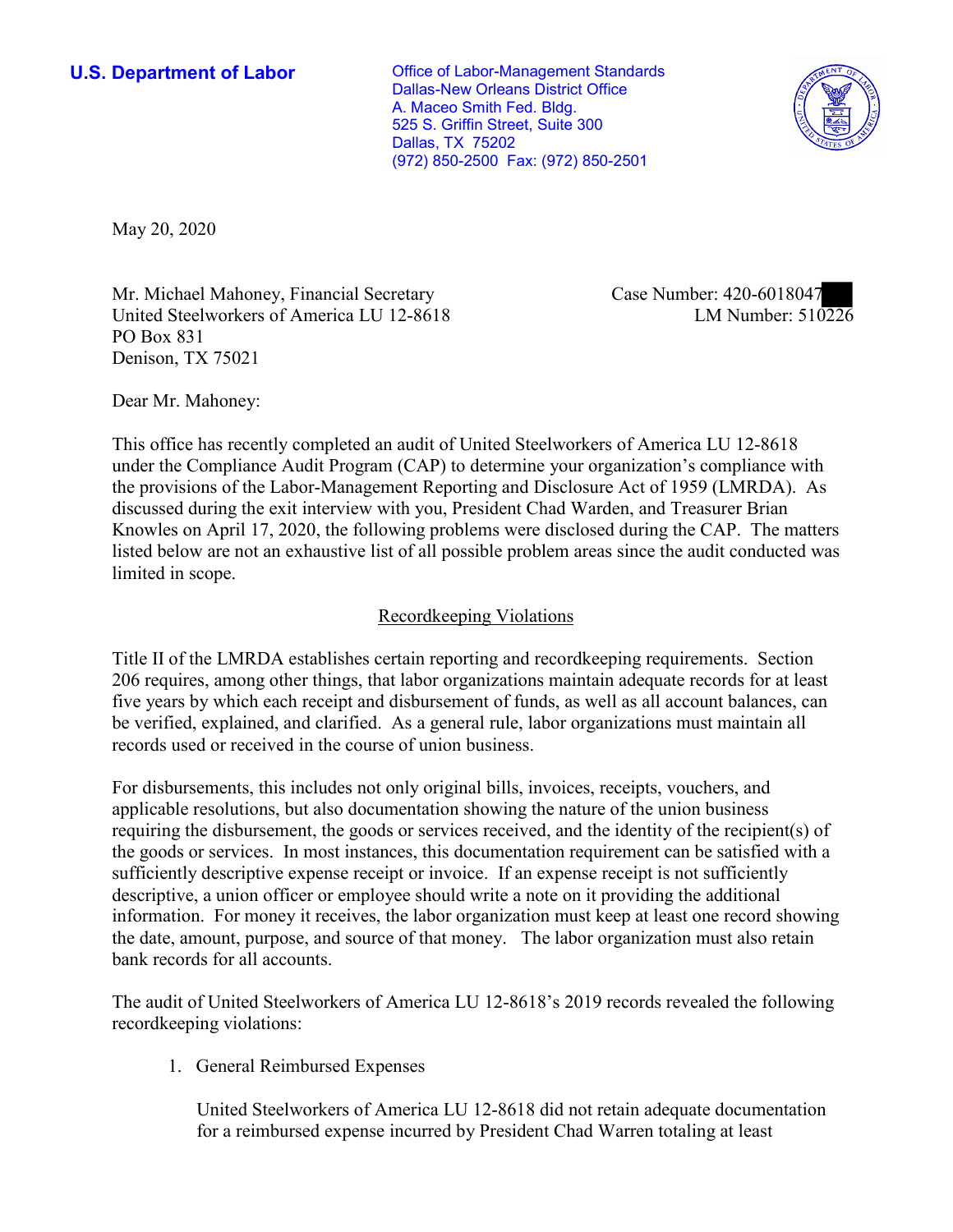**U.S. Department of Labor**

Office of Labor-Management Standards
Dallas-New Orleans District Office
A. Maceo Smith Fed. Bldg.
525 S. Griffin Street, Suite 300
Dallas, TX 75202
(972) 850-2500 Fax: (972) 850-2501

May 20, 2020

Mr. Michael Mahoney, Financial Secretary
United Steelworkers of America LU 12-8618
PO Box 831
Denison, TX 75021

Case Number: 420-6018047
LM Number: 510226

Dear Mr. Mahoney:

This office has recently completed an audit of United Steelworkers of America LU 12-8618 under the Compliance Audit Program (CAP) to determine your organization's compliance with the provisions of the Labor-Management Reporting and Disclosure Act of 1959 (LMRDA). As discussed during the exit interview with you, President Chad Warden, and Treasurer Brian Knowles on April 17, 2020, the following problems were disclosed during the CAP. The matters listed below are not an exhaustive list of all possible problem areas since the audit conducted was limited in scope.

## Recordkeeping Violations

Title II of the LMRDA establishes certain reporting and recordkeeping requirements. Section 206 requires, among other things, that labor organizations maintain adequate records for at least five years by which each receipt and disbursement of funds, as well as all account balances, can be verified, explained, and clarified. As a general rule, labor organizations must maintain all records used or received in the course of union business.

For disbursements, this includes not only original bills, invoices, receipts, vouchers, and applicable resolutions, but also documentation showing the nature of the union business requiring the disbursement, the goods or services received, and the identity of the recipient(s) of the goods or services. In most instances, this documentation requirement can be satisfied with a sufficiently descriptive expense receipt or invoice. If an expense receipt is not sufficiently descriptive, a union officer or employee should write a note on it providing the additional information. For money it receives, the labor organization must keep at least one record showing the date, amount, purpose, and source of that money. The labor organization must also retain bank records for all accounts.

The audit of United Steelworkers of America LU 12-8618's 2019 records revealed the following recordkeeping violations:

1. General Reimbursed Expenses

   United Steelworkers of America LU 12-8618 did not retain adequate documentation for a reimbursed expense incurred by President Chad Warren totaling at least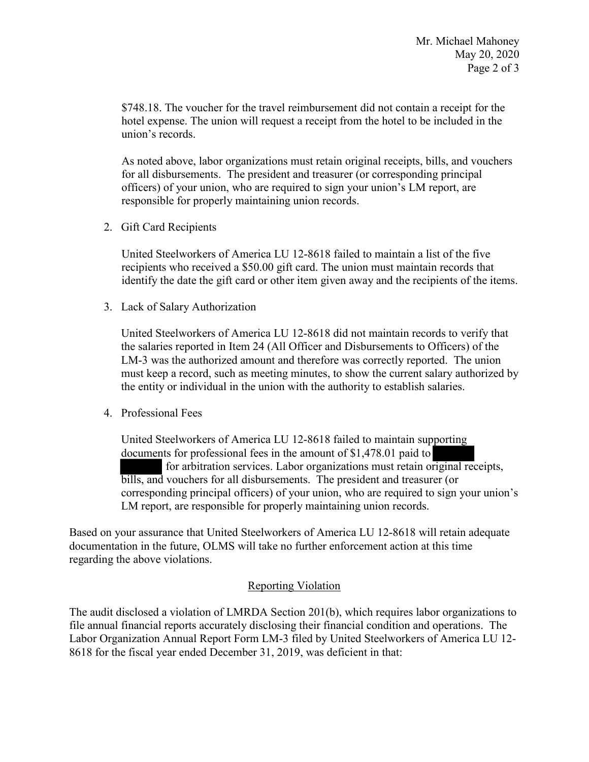$748.18. The voucher for the travel reimbursement did not contain a receipt for the hotel expense. The union will request a receipt from the hotel to be included in the union's records.

As noted above, labor organizations must retain original receipts, bills, and vouchers for all disbursements. The president and treasurer (or corresponding principal officers) of your union, who are required to sign your union's LM report, are responsible for properly maintaining union records.

2. Gift Card Recipients

   United Steelworkers of America LU 12-8618 failed to maintain a list of the five recipients who received a $50.00 gift card. The union must maintain records that identify the date the gift card or other item given away and the recipients of the items.

3. Lack of Salary Authorization

   United Steelworkers of America LU 12-8618 did not maintain records to verify that the salaries reported in Item 24 (All Officer and Disbursements to Officers) of the LM-3 was the authorized amount and therefore was correctly reported. The union must keep a record, such as meeting minutes, to show the current salary authorized by the entity or individual in the union with the authority to establish salaries.

4. Professional Fees

   United Steelworkers of America LU 12-8618 failed to maintain supporting documents for professional fees in the amount of $1,478.01 paid to [REDACTED] for arbitration services. Labor organizations must retain original receipts, bills, and vouchers for all disbursements. The president and treasurer (or corresponding principal officers) of your union, who are required to sign your union's LM report, are responsible for properly maintaining union records.

Based on your assurance that United Steelworkers of America LU 12-8618 will retain adequate documentation in the future, OLMS will take no further enforcement action at this time regarding the above violations.

## Reporting Violation

The audit disclosed a violation of LMRDA Section 201(b), which requires labor organizations to file annual financial reports accurately disclosing their financial condition and operations. The Labor Organization Annual Report Form LM-3 filed by United Steelworkers of America LU 12-8618 for the fiscal year ended December 31, 2019, was deficient in that: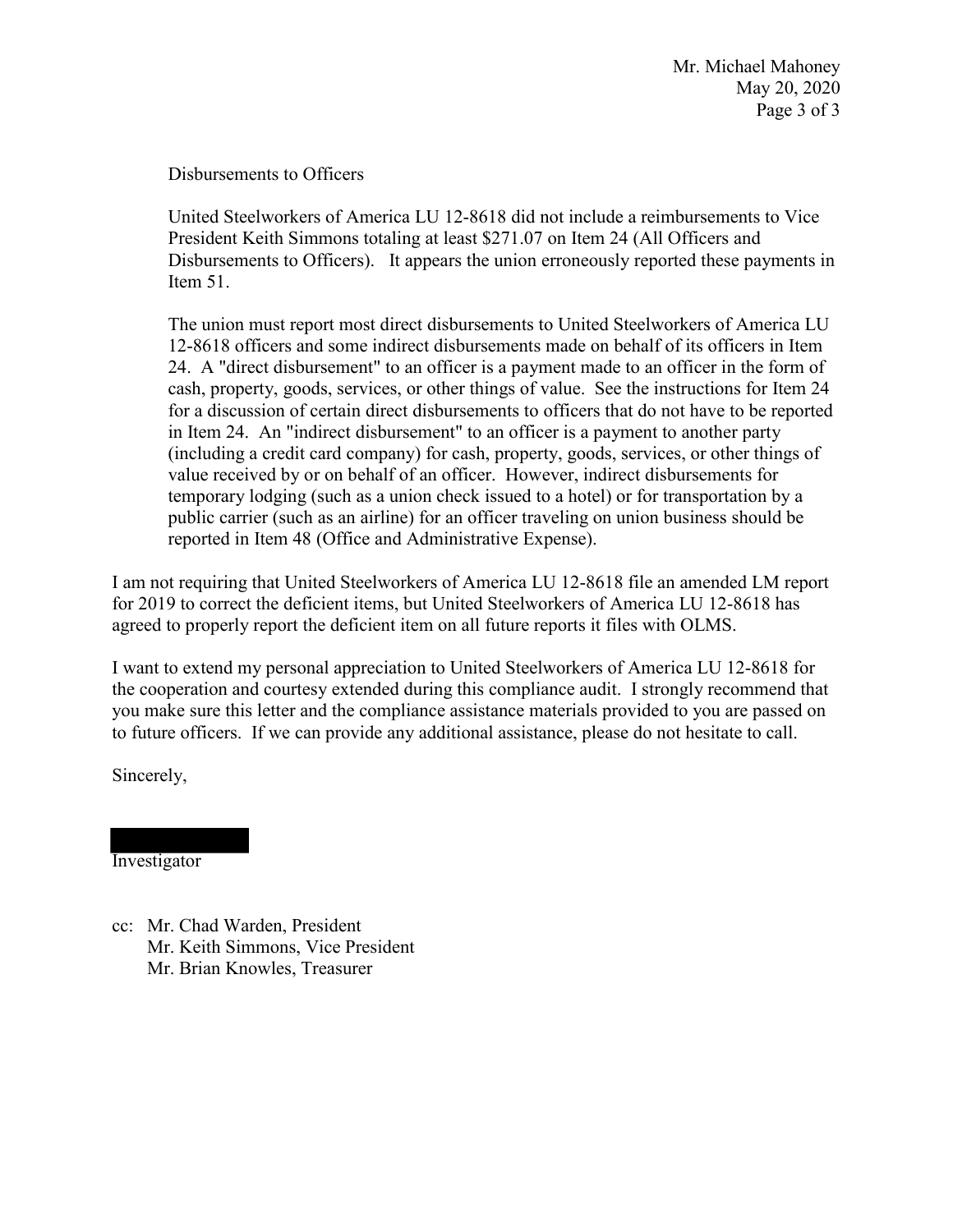Disbursements to Officers

United Steelworkers of America LU 12-8618 did not include a reimbursements to Vice President Keith Simmons totaling at least $271.07 on Item 24 (All Officers and Disbursements to Officers). It appears the union erroneously reported these payments in Item 51.

The union must report most direct disbursements to United Steelworkers of America LU 12-8618 officers and some indirect disbursements made on behalf of its officers in Item 24. A "direct disbursement" to an officer is a payment made to an officer in the form of cash, property, goods, services, or other things of value. See the instructions for Item 24 for a discussion of certain direct disbursements to officers that do not have to be reported in Item 24. An "indirect disbursement" to an officer is a payment to another party (including a credit card company) for cash, property, goods, services, or other things of value received by or on behalf of an officer. However, indirect disbursements for temporary lodging (such as a union check issued to a hotel) or for transportation by a public carrier (such as an airline) for an officer traveling on union business should be reported in Item 48 (Office and Administrative Expense).

I am not requiring that United Steelworkers of America LU 12-8618 file an amended LM report for 2019 to correct the deficient items, but United Steelworkers of America LU 12-8618 has agreed to properly report the deficient item on all future reports it files with OLMS.

I want to extend my personal appreciation to United Steelworkers of America LU 12-8618 for the cooperation and courtesy extended during this compliance audit. I strongly recommend that you make sure this letter and the compliance assistance materials provided to you are passed on to future officers. If we can provide any additional assistance, please do not hesitate to call.

Sincerely,

Investigator

cc: Mr. Chad Warden, President
Mr. Keith Simmons, Vice President
Mr. Brian Knowles, Treasurer